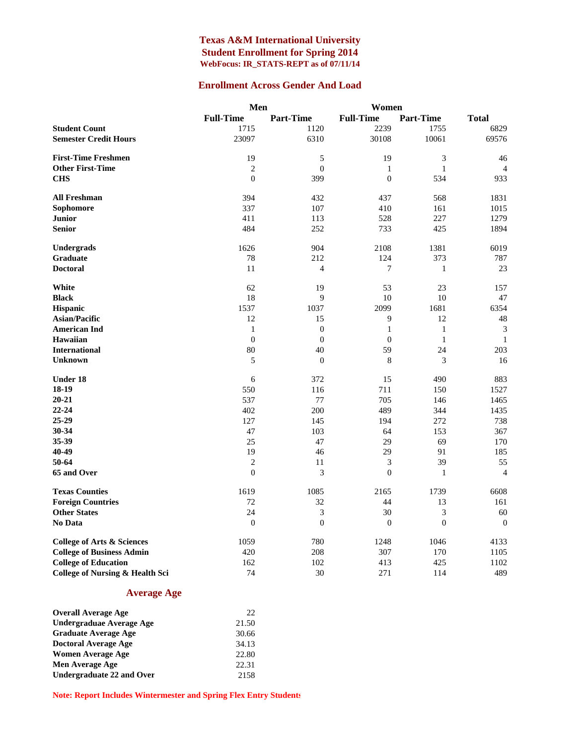# Texas A&M International University

## Student Enrollment for Spring 2014

**WebFocus: IR_STATS-REPT as of 07/11/14**

## Enrollment Across Gender And Load

| | Men | | Women | | |
|---|---|---|---|---|---|
| | **Full-Time** | **Part-Time** | **Full-Time** | **Part-Time** | **Total** |
| **Student Count** | 1715 | 1120 | 2239 | 1755 | 6829 |
| **Semester Credit Hours** | 23097 | 6310 | 30108 | 10061 | 69576 |
| **First-Time Freshmen** | 19 | 5 | 19 | 3 | 46 |
| **Other First-Time** | 2 | 0 | 1 | 1 | 4 |
| **CHS** | 0 | 399 | 0 | 534 | 933 |
| **All Freshman** | 394 | 432 | 437 | 568 | 1831 |
| **Sophomore** | 337 | 107 | 410 | 161 | 1015 |
| **Junior** | 411 | 113 | 528 | 227 | 1279 |
| **Senior** | 484 | 252 | 733 | 425 | 1894 |
| **Undergrads** | 1626 | 904 | 2108 | 1381 | 6019 |
| **Graduate** | 78 | 212 | 124 | 373 | 787 |
| **Doctoral** | 11 | 4 | 7 | 1 | 23 |
| **White** | 62 | 19 | 53 | 23 | 157 |
| **Black** | 18 | 9 | 10 | 10 | 47 |
| **Hispanic** | 1537 | 1037 | 2099 | 1681 | 6354 |
| **Asian/Pacific** | 12 | 15 | 9 | 12 | 48 |
| **American Ind** | 1 | 0 | 1 | 1 | 3 |
| **Hawaiian** | 0 | 0 | 0 | 1 | 1 |
| **International** | 80 | 40 | 59 | 24 | 203 |
| **Unknown** | 5 | 0 | 8 | 3 | 16 |
| **Under 18** | 6 | 372 | 15 | 490 | 883 |
| **18-19** | 550 | 116 | 711 | 150 | 1527 |
| **20-21** | 537 | 77 | 705 | 146 | 1465 |
| **22-24** | 402 | 200 | 489 | 344 | 1435 |
| **25-29** | 127 | 145 | 194 | 272 | 738 |
| **30-34** | 47 | 103 | 64 | 153 | 367 |
| **35-39** | 25 | 47 | 29 | 69 | 170 |
| **40-49** | 19 | 46 | 29 | 91 | 185 |
| **50-64** | 2 | 11 | 3 | 39 | 55 |
| **65 and Over** | 0 | 3 | 0 | 1 | 4 |
| **Texas Counties** | 1619 | 1085 | 2165 | 1739 | 6608 |
| **Foreign Countries** | 72 | 32 | 44 | 13 | 161 |
| **Other States** | 24 | 3 | 30 | 3 | 60 |
| **No Data** | 0 | 0 | 0 | 0 | 0 |
| **College of Arts & Sciences** | 1059 | 780 | 1248 | 1046 | 4133 |
| **College of Business Admin** | 420 | 208 | 307 | 170 | 1105 |
| **College of Education** | 162 | 102 | 413 | 425 | 1102 |
| **College of Nursing & Health Sci** | 74 | 30 | 271 | 114 | 489 |

## Average Age

| | |
|---|---|
| **Overall Average Age** | 22 |
| **Undergraduae Average Age** | 21.50 |
| **Graduate Average Age** | 30.66 |
| **Doctoral Average Age** | 34.13 |
| **Women Average Age** | 22.80 |
| **Men Average Age** | 22.31 |
| **Undergraduate 22 and Over** | 2158 |

**Note: Report Includes Wintermester and Spring Flex Entry Students**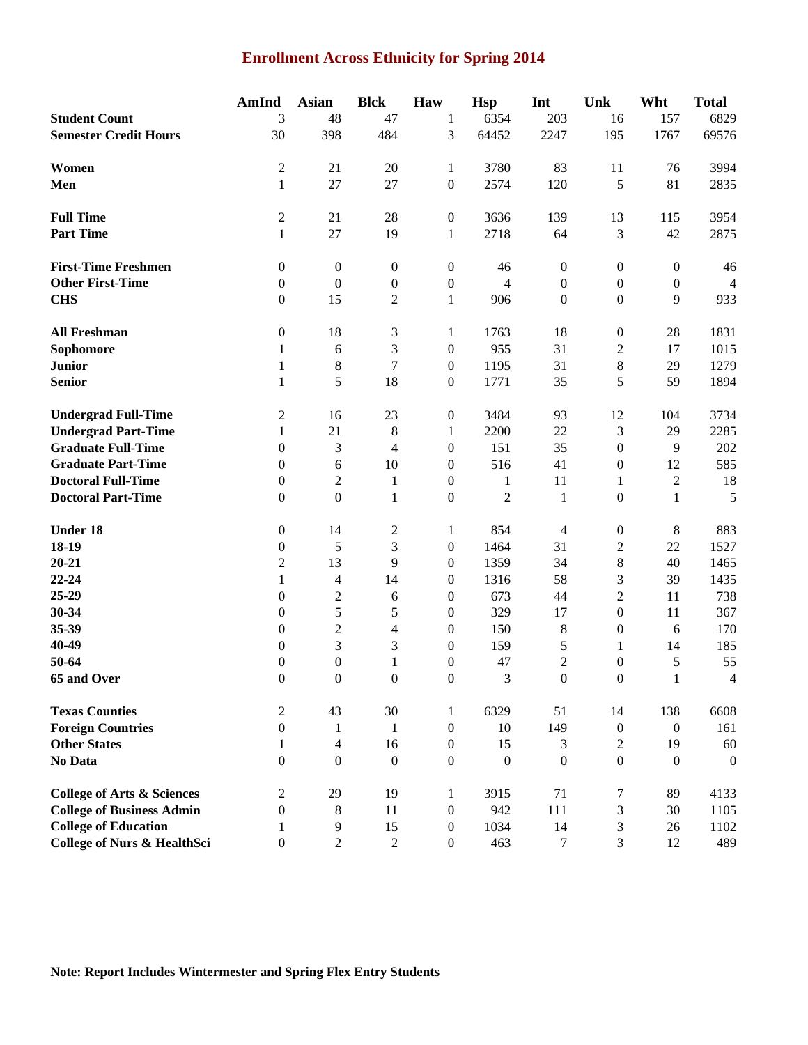# Enrollment Across Ethnicity for Spring 2014

| | AmInd | Asian | Blck | Haw | Hsp | Int | Unk | Wht | Total |
|---|---|---|---|---|---|---|---|---|---|
| **Student Count** | 3 | 48 | 47 | 1 | 6354 | 203 | 16 | 157 | 6829 |
| **Semester Credit Hours** | 30 | 398 | 484 | 3 | 64452 | 2247 | 195 | 1767 | 69576 |
| **Women** | 2 | 21 | 20 | 1 | 3780 | 83 | 11 | 76 | 3994 |
| **Men** | 1 | 27 | 27 | 0 | 2574 | 120 | 5 | 81 | 2835 |
| **Full Time** | 2 | 21 | 28 | 0 | 3636 | 139 | 13 | 115 | 3954 |
| **Part Time** | 1 | 27 | 19 | 1 | 2718 | 64 | 3 | 42 | 2875 |
| **First-Time Freshmen** | 0 | 0 | 0 | 0 | 46 | 0 | 0 | 0 | 46 |
| **Other First-Time** | 0 | 0 | 0 | 0 | 4 | 0 | 0 | 0 | 4 |
| **CHS** | 0 | 15 | 2 | 1 | 906 | 0 | 0 | 9 | 933 |
| **All Freshman** | 0 | 18 | 3 | 1 | 1763 | 18 | 0 | 28 | 1831 |
| **Sophomore** | 1 | 6 | 3 | 0 | 955 | 31 | 2 | 17 | 1015 |
| **Junior** | 1 | 8 | 7 | 0 | 1195 | 31 | 8 | 29 | 1279 |
| **Senior** | 1 | 5 | 18 | 0 | 1771 | 35 | 5 | 59 | 1894 |
| **Undergrad Full-Time** | 2 | 16 | 23 | 0 | 3484 | 93 | 12 | 104 | 3734 |
| **Undergrad Part-Time** | 1 | 21 | 8 | 1 | 2200 | 22 | 3 | 29 | 2285 |
| **Graduate Full-Time** | 0 | 3 | 4 | 0 | 151 | 35 | 0 | 9 | 202 |
| **Graduate Part-Time** | 0 | 6 | 10 | 0 | 516 | 41 | 0 | 12 | 585 |
| **Doctoral Full-Time** | 0 | 2 | 1 | 0 | 1 | 11 | 1 | 2 | 18 |
| **Doctoral Part-Time** | 0 | 0 | 1 | 0 | 2 | 1 | 0 | 1 | 5 |
| **Under 18** | 0 | 14 | 2 | 1 | 854 | 4 | 0 | 8 | 883 |
| **18-19** | 0 | 5 | 3 | 0 | 1464 | 31 | 2 | 22 | 1527 |
| **20-21** | 2 | 13 | 9 | 0 | 1359 | 34 | 8 | 40 | 1465 |
| **22-24** | 1 | 4 | 14 | 0 | 1316 | 58 | 3 | 39 | 1435 |
| **25-29** | 0 | 2 | 6 | 0 | 673 | 44 | 2 | 11 | 738 |
| **30-34** | 0 | 5 | 5 | 0 | 329 | 17 | 0 | 11 | 367 |
| **35-39** | 0 | 2 | 4 | 0 | 150 | 8 | 0 | 6 | 170 |
| **40-49** | 0 | 3 | 3 | 0 | 159 | 5 | 1 | 14 | 185 |
| **50-64** | 0 | 0 | 1 | 0 | 47 | 2 | 0 | 5 | 55 |
| **65 and Over** | 0 | 0 | 0 | 0 | 3 | 0 | 0 | 1 | 4 |
| **Texas Counties** | 2 | 43 | 30 | 1 | 6329 | 51 | 14 | 138 | 6608 |
| **Foreign Countries** | 0 | 1 | 1 | 0 | 10 | 149 | 0 | 0 | 161 |
| **Other States** | 1 | 4 | 16 | 0 | 15 | 3 | 2 | 19 | 60 |
| **No Data** | 0 | 0 | 0 | 0 | 0 | 0 | 0 | 0 | 0 |
| **College of Arts & Sciences** | 2 | 29 | 19 | 1 | 3915 | 71 | 7 | 89 | 4133 |
| **College of Business Admin** | 0 | 8 | 11 | 0 | 942 | 111 | 3 | 30 | 1105 |
| **College of Education** | 1 | 9 | 15 | 0 | 1034 | 14 | 3 | 26 | 1102 |
| **College of Nurs & HealthSci** | 0 | 2 | 2 | 0 | 463 | 7 | 3 | 12 | 489 |

**Note: Report Includes Wintermester and Spring Flex Entry Students**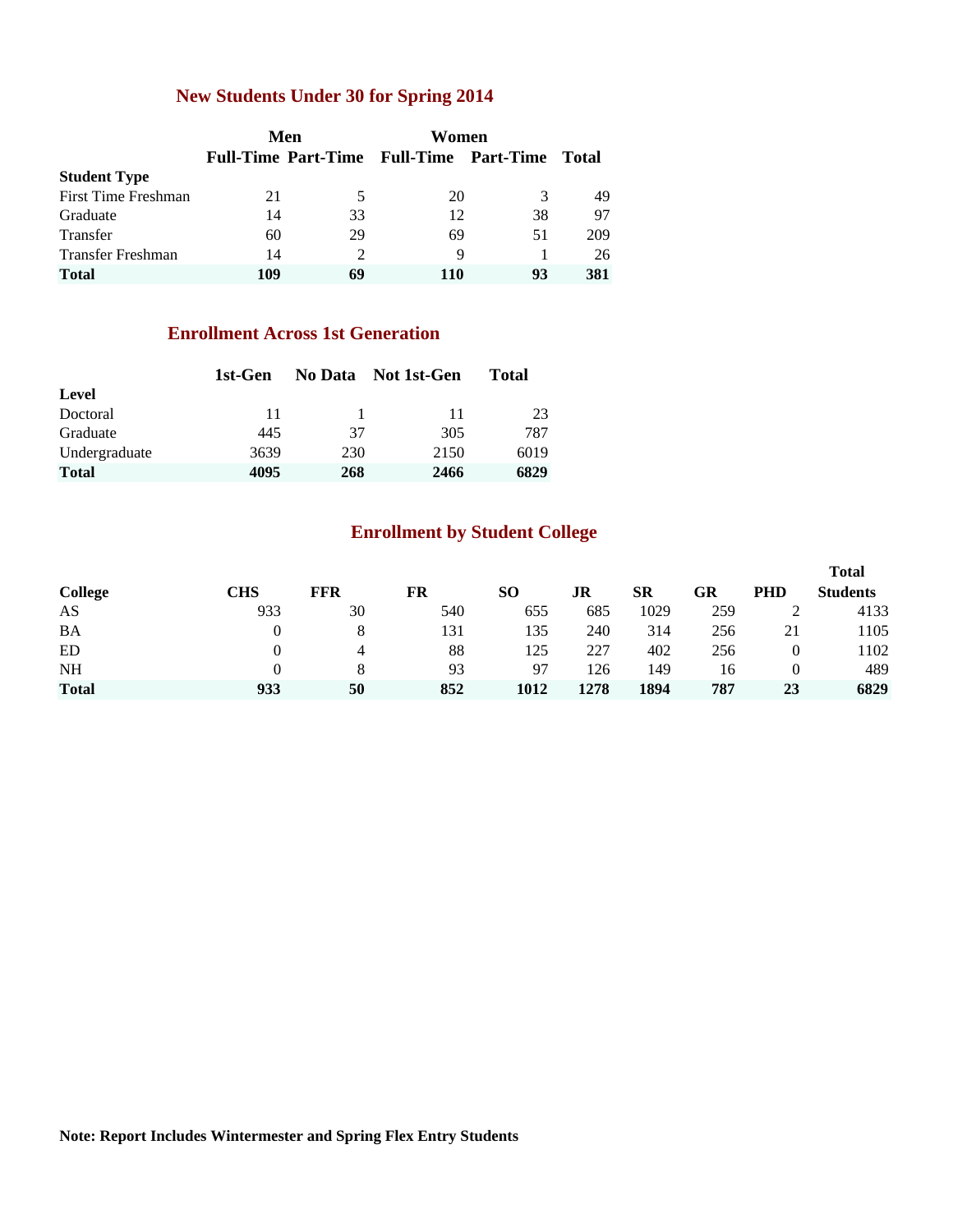## New Students Under 30 for Spring 2014

| | Men | | Women | | |
|---|---|---|---|---|---|
| **Student Type** | **Full-Time** | **Part-Time** | **Full-Time** | **Part-Time** | **Total** |
| First Time Freshman | 21 | 5 | 20 | 3 | 49 |
| Graduate | 14 | 33 | 12 | 38 | 97 |
| Transfer | 60 | 29 | 69 | 51 | 209 |
| Transfer Freshman | 14 | 2 | 9 | 1 | 26 |
| **Total** | **109** | **69** | **110** | **93** | **381** |

## Enrollment Across 1st Generation

| **Level** | **1st-Gen** | **No Data** | **Not 1st-Gen** | **Total** |
|---|---|---|---|---|
| Doctoral | 11 | 1 | 11 | 23 |
| Graduate | 445 | 37 | 305 | 787 |
| Undergraduate | 3639 | 230 | 2150 | 6019 |
| **Total** | **4095** | **268** | **2466** | **6829** |

## Enrollment by Student College

| **College** | **CHS** | **FFR** | **FR** | **SO** | **JR** | **SR** | **GR** | **PHD** | **Total Students** |
|---|---|---|---|---|---|---|---|---|---|
| AS | 933 | 30 | 540 | 655 | 685 | 1029 | 259 | 2 | 4133 |
| BA | 0 | 8 | 131 | 135 | 240 | 314 | 256 | 21 | 1105 |
| ED | 0 | 4 | 88 | 125 | 227 | 402 | 256 | 0 | 1102 |
| NH | 0 | 8 | 93 | 97 | 126 | 149 | 16 | 0 | 489 |
| **Total** | **933** | **50** | **852** | **1012** | **1278** | **1894** | **787** | **23** | **6829** |

**Note: Report Includes Wintermester and Spring Flex Entry Students**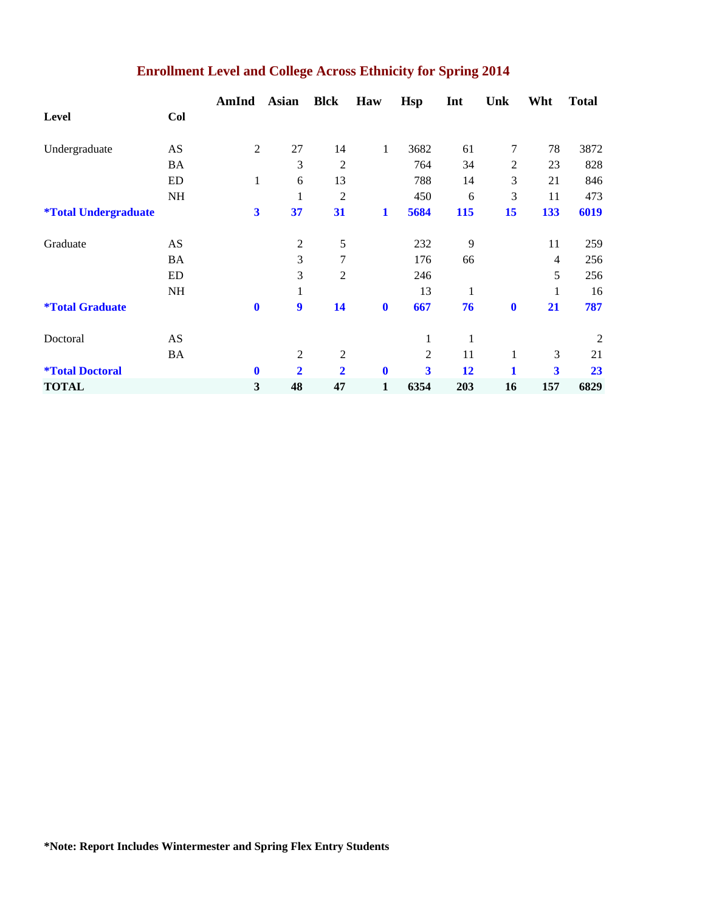## Enrollment Level and College Across Ethnicity for Spring 2014

| Level | Col | AmInd | Asian | Blck | Haw | Hsp | Int | Unk | Wht | Total |
|---|---|---|---|---|---|---|---|---|---|---|
| Undergraduate | AS | 2 | 27 | 14 | 1 | 3682 | 61 | 7 | 78 | 3872 |
| | BA | | 3 | 2 | | 764 | 34 | 2 | 23 | 828 |
| | ED | 1 | 6 | 13 | | 788 | 14 | 3 | 21 | 846 |
| | NH | | 1 | 2 | | 450 | 6 | 3 | 11 | 473 |
| **\*Total Undergraduate** | | **3** | **37** | **31** | **1** | **5684** | **115** | **15** | **133** | **6019** |
| Graduate | AS | | 2 | 5 | | 232 | 9 | | 11 | 259 |
| | BA | | 3 | 7 | | 176 | 66 | | 4 | 256 |
| | ED | | 3 | 2 | | 246 | | | 5 | 256 |
| | NH | | 1 | | | 13 | 1 | | 1 | 16 |
| **\*Total Graduate** | | **0** | **9** | **14** | **0** | **667** | **76** | **0** | **21** | **787** |
| Doctoral | AS | | | | | 1 | 1 | | | 2 |
| | BA | | 2 | 2 | | 2 | 11 | 1 | 3 | 21 |
| **\*Total Doctoral** | | **0** | **2** | **2** | **0** | **3** | **12** | **1** | **3** | **23** |
| **TOTAL** | | **3** | **48** | **47** | **1** | **6354** | **203** | **16** | **157** | **6829** |

**\*Note: Report Includes Wintermester and Spring Flex Entry Students**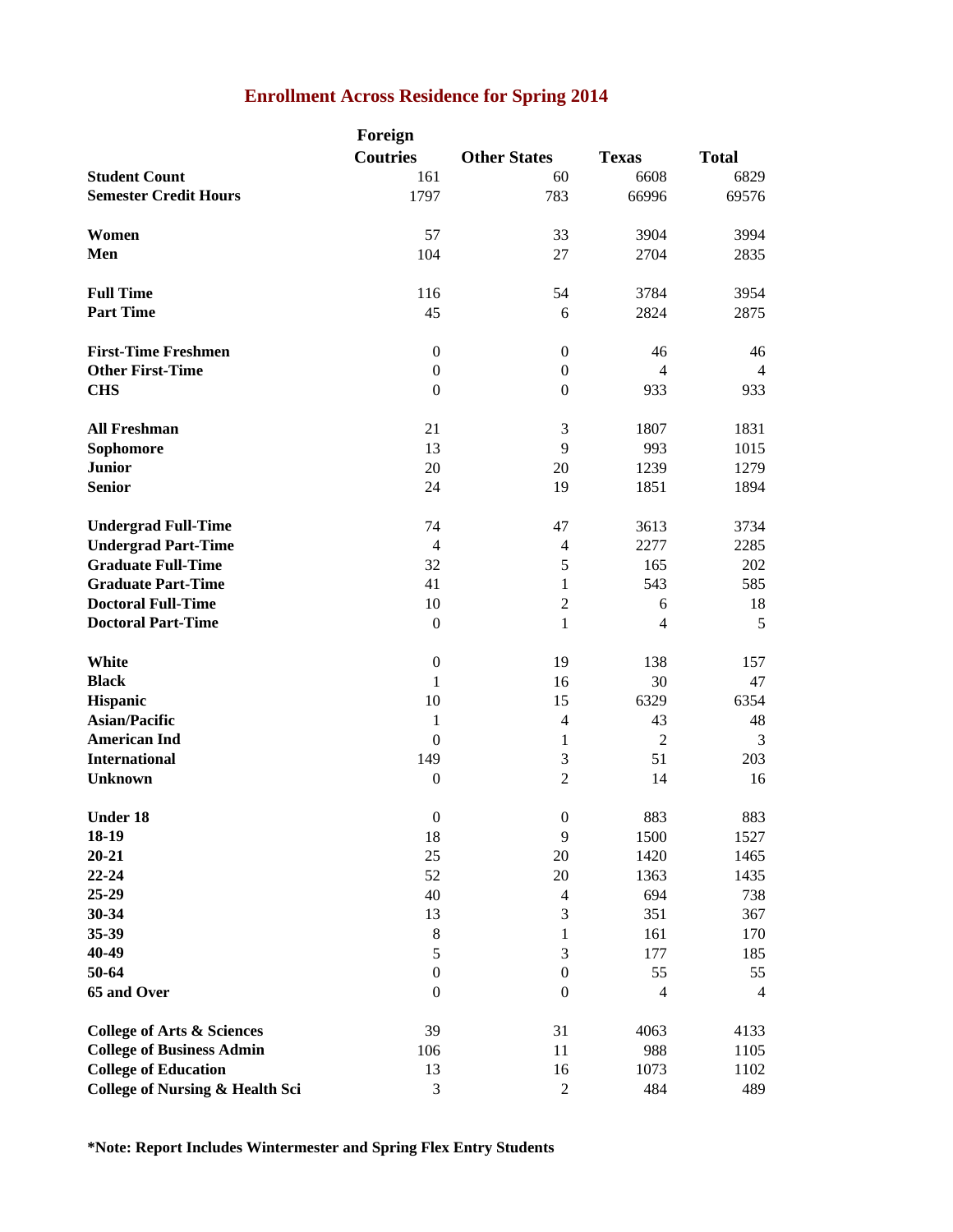## Enrollment Across Residence for Spring 2014

| | Foreign Couties | Other States | Texas | Total |
|---|---|---|---|---|
| **Student Count** | 161 | 60 | 6608 | 6829 |
| **Semester Credit Hours** | 1797 | 783 | 66996 | 69576 |
| | | | | |
| **Women** | 57 | 33 | 3904 | 3994 |
| **Men** | 104 | 27 | 2704 | 2835 |
| | | | | |
| **Full Time** | 116 | 54 | 3784 | 3954 |
| **Part Time** | 45 | 6 | 2824 | 2875 |
| | | | | |
| **First-Time Freshmen** | 0 | 0 | 46 | 46 |
| **Other First-Time** | 0 | 0 | 4 | 4 |
| **CHS** | 0 | 0 | 933 | 933 |
| | | | | |
| **All Freshman** | 21 | 3 | 1807 | 1831 |
| **Sophomore** | 13 | 9 | 993 | 1015 |
| **Junior** | 20 | 20 | 1239 | 1279 |
| **Senior** | 24 | 19 | 1851 | 1894 |
| | | | | |
| **Undergrad Full-Time** | 74 | 47 | 3613 | 3734 |
| **Undergrad Part-Time** | 4 | 4 | 2277 | 2285 |
| **Graduate Full-Time** | 32 | 5 | 165 | 202 |
| **Graduate Part-Time** | 41 | 1 | 543 | 585 |
| **Doctoral Full-Time** | 10 | 2 | 6 | 18 |
| **Doctoral Part-Time** | 0 | 1 | 4 | 5 |
| | | | | |
| **White** | 0 | 19 | 138 | 157 |
| **Black** | 1 | 16 | 30 | 47 |
| **Hispanic** | 10 | 15 | 6329 | 6354 |
| **Asian/Pacific** | 1 | 4 | 43 | 48 |
| **American Ind** | 0 | 1 | 2 | 3 |
| **International** | 149 | 3 | 51 | 203 |
| **Unknown** | 0 | 2 | 14 | 16 |
| | | | | |
| **Under 18** | 0 | 0 | 883 | 883 |
| **18-19** | 18 | 9 | 1500 | 1527 |
| **20-21** | 25 | 20 | 1420 | 1465 |
| **22-24** | 52 | 20 | 1363 | 1435 |
| **25-29** | 40 | 4 | 694 | 738 |
| **30-34** | 13 | 3 | 351 | 367 |
| **35-39** | 8 | 1 | 161 | 170 |
| **40-49** | 5 | 3 | 177 | 185 |
| **50-64** | 0 | 0 | 55 | 55 |
| **65 and Over** | 0 | 0 | 4 | 4 |
| | | | | |
| **College of Arts & Sciences** | 39 | 31 | 4063 | 4133 |
| **College of Business Admin** | 106 | 11 | 988 | 1105 |
| **College of Education** | 13 | 16 | 1073 | 1102 |
| **College of Nursing & Health Sci** | 3 | 2 | 484 | 489 |

**\*Note: Report Includes Wintermester and Spring Flex Entry Students**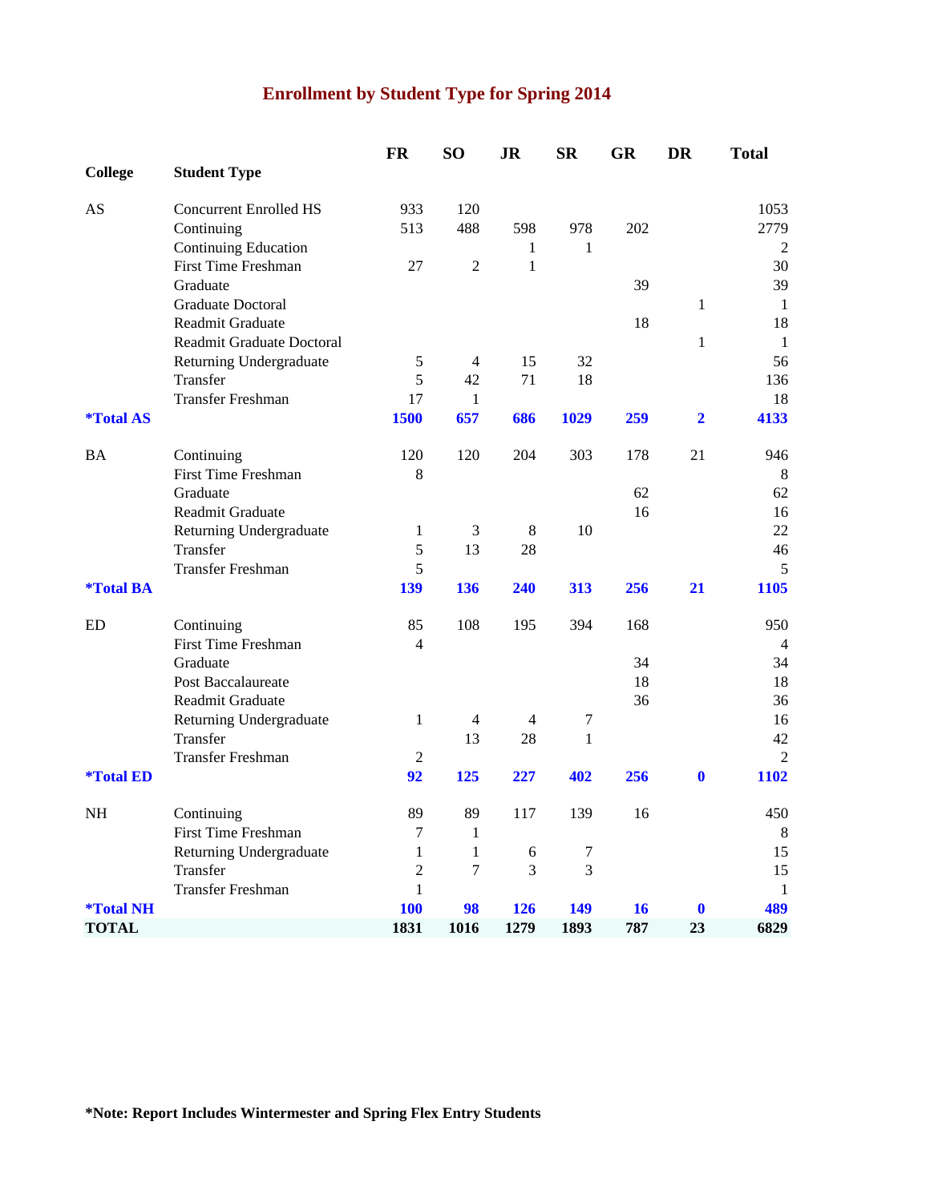# Enrollment by Student Type for Spring 2014

| College | Student Type | FR | SO | JR | SR | GR | DR | Total |
|---|---|---|---|---|---|---|---|---|
| AS | Concurrent Enrolled HS | 933 | 120 | | | | | 1053 |
| | Continuing | 513 | 488 | 598 | 978 | 202 | | 2779 |
| | Continuing Education | | | 1 | 1 | | | 2 |
| | First Time Freshman | 27 | 2 | 1 | | | | 30 |
| | Graduate | | | | | 39 | | 39 |
| | Graduate Doctoral | | | | | | 1 | 1 |
| | Readmit Graduate | | | | | 18 | | 18 |
| | Readmit Graduate Doctoral | | | | | | 1 | 1 |
| | Returning Undergraduate | 5 | 4 | 15 | 32 | | | 56 |
| | Transfer | 5 | 42 | 71 | 18 | | | 136 |
| | Transfer Freshman | 17 | 1 | | | | | 18 |
| ***Total AS** | | **1500** | **657** | **686** | **1029** | **259** | **2** | **4133** |
| BA | Continuing | 120 | 120 | 204 | 303 | 178 | 21 | 946 |
| | First Time Freshman | 8 | | | | | | 8 |
| | Graduate | | | | | 62 | | 62 |
| | Readmit Graduate | | | | | 16 | | 16 |
| | Returning Undergraduate | 1 | 3 | 8 | 10 | | | 22 |
| | Transfer | 5 | 13 | 28 | | | | 46 |
| | Transfer Freshman | 5 | | | | | | 5 |
| ***Total BA** | | **139** | **136** | **240** | **313** | **256** | **21** | **1105** |
| ED | Continuing | 85 | 108 | 195 | 394 | 168 | | 950 |
| | First Time Freshman | 4 | | | | | | 4 |
| | Graduate | | | | | 34 | | 34 |
| | Post Baccalaureate | | | | | 18 | | 18 |
| | Readmit Graduate | | | | | 36 | | 36 |
| | Returning Undergraduate | 1 | 4 | 4 | 7 | | | 16 |
| | Transfer | | 13 | 28 | 1 | | | 42 |
| | Transfer Freshman | 2 | | | | | | 2 |
| ***Total ED** | | **92** | **125** | **227** | **402** | **256** | **0** | **1102** |
| NH | Continuing | 89 | 89 | 117 | 139 | 16 | | 450 |
| | First Time Freshman | 7 | 1 | | | | | 8 |
| | Returning Undergraduate | 1 | 1 | 6 | 7 | | | 15 |
| | Transfer | 2 | 7 | 3 | 3 | | | 15 |
| | Transfer Freshman | 1 | | | | | | 1 |
| ***Total NH** | | **100** | **98** | **126** | **149** | **16** | **0** | **489** |
| **TOTAL** | | **1831** | **1016** | **1279** | **1893** | **787** | **23** | **6829** |

**\*Note: Report Includes Wintermester and Spring Flex Entry Students**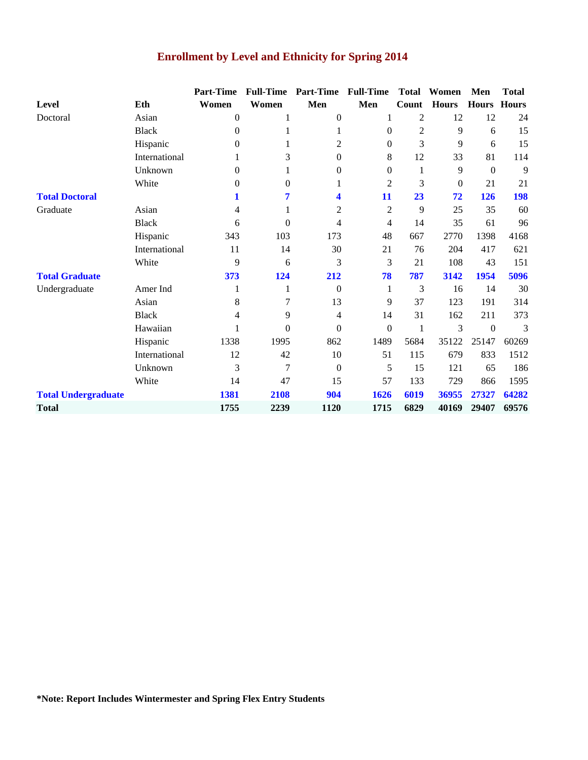## Enrollment by Level and Ethnicity for Spring 2014

| Level | Eth | Part-Time Women | Full-Time Women | Part-Time Men | Full-Time Men | Total Count | Women Hours | Men Hours | Total Hours |
|---|---|---|---|---|---|---|---|---|---|
| Doctoral | Asian | 0 | 1 | 0 | 1 | 2 | 12 | 12 | 24 |
| | Black | 0 | 1 | 1 | 0 | 2 | 9 | 6 | 15 |
| | Hispanic | 0 | 1 | 2 | 0 | 3 | 9 | 6 | 15 |
| | International | 1 | 3 | 0 | 8 | 12 | 33 | 81 | 114 |
| | Unknown | 0 | 1 | 0 | 0 | 1 | 9 | 0 | 9 |
| | White | 0 | 0 | 1 | 2 | 3 | 0 | 21 | 21 |
| **Total Doctoral** | | **1** | **7** | **4** | **11** | **23** | **72** | **126** | **198** |
| Graduate | Asian | 4 | 1 | 2 | 2 | 9 | 25 | 35 | 60 |
| | Black | 6 | 0 | 4 | 4 | 14 | 35 | 61 | 96 |
| | Hispanic | 343 | 103 | 173 | 48 | 667 | 2770 | 1398 | 4168 |
| | International | 11 | 14 | 30 | 21 | 76 | 204 | 417 | 621 |
| | White | 9 | 6 | 3 | 3 | 21 | 108 | 43 | 151 |
| **Total Graduate** | | **373** | **124** | **212** | **78** | **787** | **3142** | **1954** | **5096** |
| Undergraduate | Amer Ind | 1 | 1 | 0 | 1 | 3 | 16 | 14 | 30 |
| | Asian | 8 | 7 | 13 | 9 | 37 | 123 | 191 | 314 |
| | Black | 4 | 9 | 4 | 14 | 31 | 162 | 211 | 373 |
| | Hawaiian | 1 | 0 | 0 | 0 | 1 | 3 | 0 | 3 |
| | Hispanic | 1338 | 1995 | 862 | 1489 | 5684 | 35122 | 25147 | 60269 |
| | International | 12 | 42 | 10 | 51 | 115 | 679 | 833 | 1512 |
| | Unknown | 3 | 7 | 0 | 5 | 15 | 121 | 65 | 186 |
| | White | 14 | 47 | 15 | 57 | 133 | 729 | 866 | 1595 |
| **Total Undergraduate** | | **1381** | **2108** | **904** | **1626** | **6019** | **36955** | **27327** | **64282** |
| **Total** | | **1755** | **2239** | **1120** | **1715** | **6829** | **40169** | **29407** | **69576** |

**\*Note: Report Includes Wintermester and Spring Flex Entry Students**